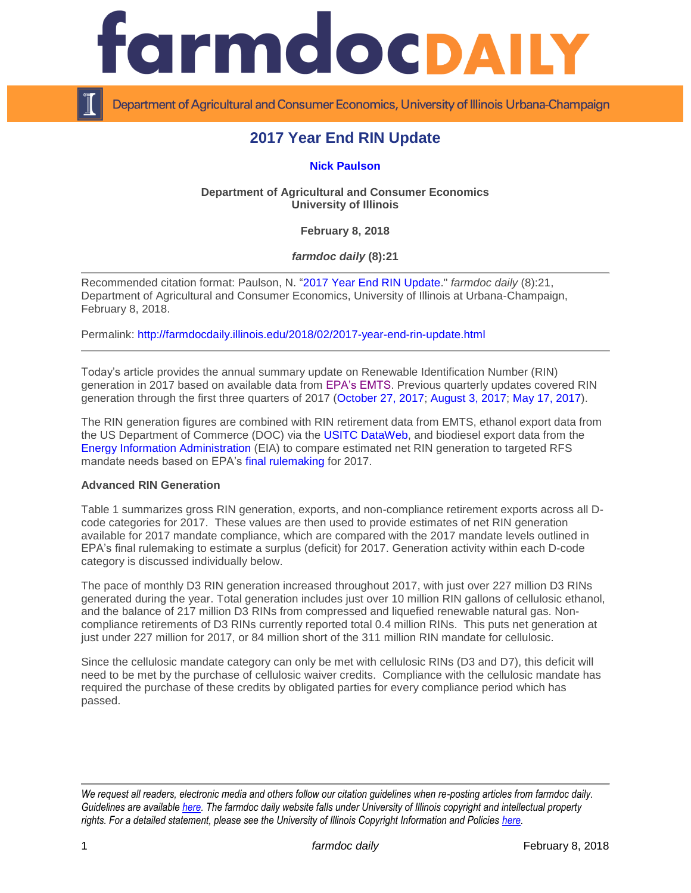# 2017 Year End RIN Update

**Nick Paulson**

**Department of Agricultural and Consumer Economics**
**University of Illinois**

**February 8, 2018**

***farmdoc daily* (8):21**

Recommended citation format: Paulson, N. "2017 Year End RIN Update." *farmdoc daily* (8):21, Department of Agricultural and Consumer Economics, University of Illinois at Urbana-Champaign, February 8, 2018.

Permalink: http://farmdocdaily.illinois.edu/2018/02/2017-year-end-rin-update.html

Today's article provides the annual summary update on Renewable Identification Number (RIN) generation in 2017 based on available data from EPA's EMTS. Previous quarterly updates covered RIN generation through the first three quarters of 2017 (October 27, 2017; August 3, 2017; May 17, 2017).

The RIN generation figures are combined with RIN retirement data from EMTS, ethanol export data from the US Department of Commerce (DOC) via the USITC DataWeb, and biodiesel export data from the Energy Information Administration (EIA) to compare estimated net RIN generation to targeted RFS mandate needs based on EPA's final rulemaking for 2017.

**Advanced RIN Generation**

Table 1 summarizes gross RIN generation, exports, and non-compliance retirement exports across all D-code categories for 2017. These values are then used to provide estimates of net RIN generation available for 2017 mandate compliance, which are compared with the 2017 mandate levels outlined in EPA's final rulemaking to estimate a surplus (deficit) for 2017. Generation activity within each D-code category is discussed individually below.

The pace of monthly D3 RIN generation increased throughout 2017, with just over 227 million D3 RINs generated during the year. Total generation includes just over 10 million RIN gallons of cellulosic ethanol, and the balance of 217 million D3 RINs from compressed and liquefied renewable natural gas. Non-compliance retirements of D3 RINs currently reported total 0.4 million RINs. This puts net generation at just under 227 million for 2017, or 84 million short of the 311 million RIN mandate for cellulosic.

Since the cellulosic mandate category can only be met with cellulosic RINs (D3 and D7), this deficit will need to be met by the purchase of cellulosic waiver credits. Compliance with the cellulosic mandate has required the purchase of these credits by obligated parties for every compliance period which has passed.

*We request all readers, electronic media and others follow our citation guidelines when re-posting articles from farmdoc daily. Guidelines are available here. The farmdoc daily website falls under University of Illinois copyright and intellectual property rights. For a detailed statement, please see the University of Illinois Copyright Information and Policies here.*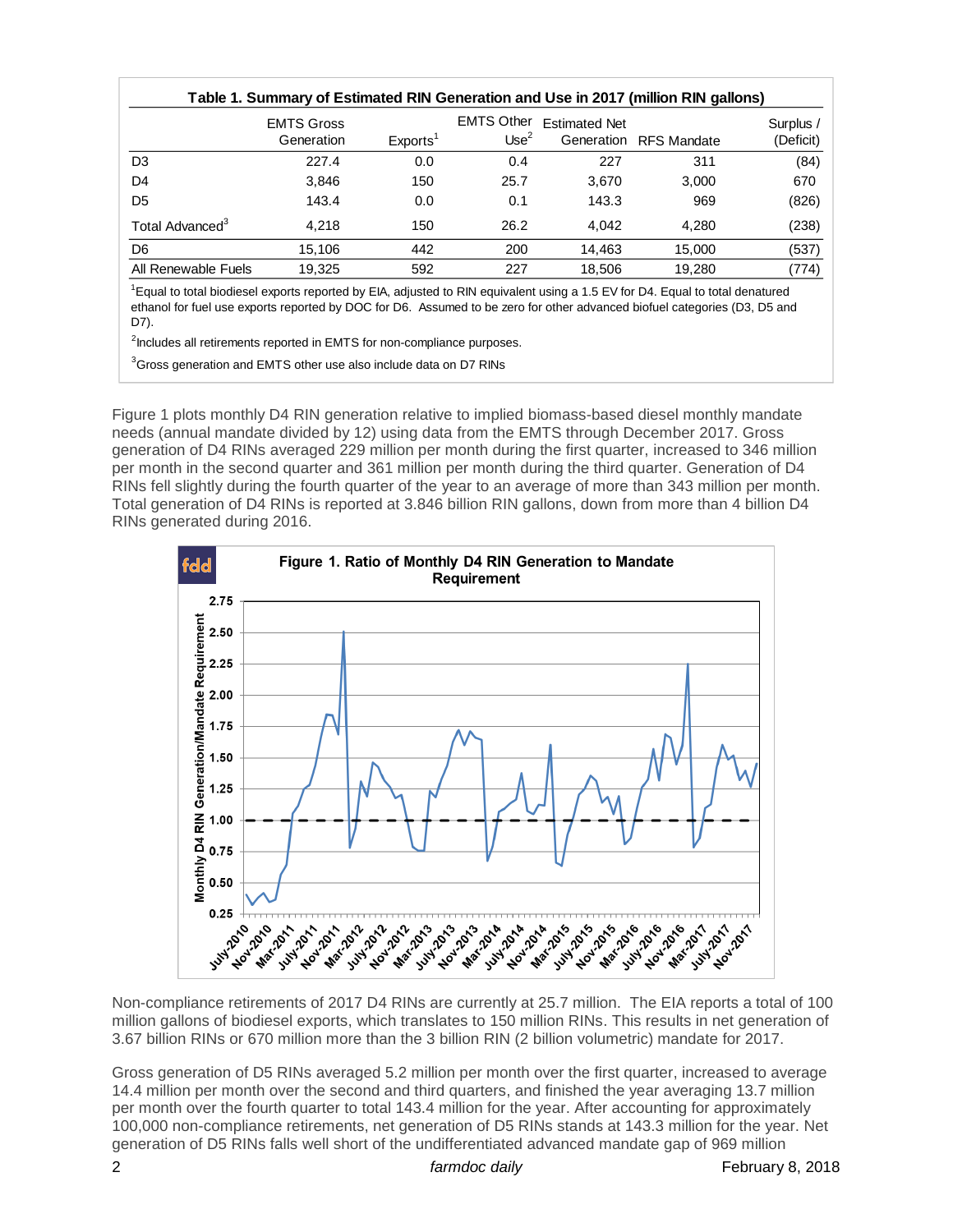**Table 1. Summary of Estimated RIN Generation and Use in 2017 (million RIN gallons)**

| | EMTS Gross Generation | Exports[1] | EMTS Other Use[2] | Estimated Net Generation | RFS Mandate | Surplus / (Deficit) |
|---|---|---|---|---|---|---|
| D3 | 227.4 | 0.0 | 0.4 | 227 | 311 | (84) |
| D4 | 3,846 | 150 | 25.7 | 3,670 | 3,000 | 670 |
| D5 | 143.4 | 0.0 | 0.1 | 143.3 | 969 | (826) |
| Total Advanced[3] | 4,218 | 150 | 26.2 | 4,042 | 4,280 | (238) |
| D6 | 15,106 | 442 | 200 | 14,463 | 15,000 | (537) |
| All Renewable Fuels | 19,325 | 592 | 227 | 18,506 | 19,280 | (774) |

[1]Equal to total biodiesel exports reported by EIA, adjusted to RIN equivalent using a 1.5 EV for D4. Equal to total denatured ethanol for fuel use exports reported by DOC for D6. Assumed to be zero for other advanced biofuel categories (D3, D5 and D7).

[2]Includes all retirements reported in EMTS for non-compliance purposes.

[3]Gross generation and EMTS other use also include data on D7 RINs

Figure 1 plots monthly D4 RIN generation relative to implied biomass-based diesel monthly mandate needs (annual mandate divided by 12) using data from the EMTS through December 2017. Gross generation of D4 RINs averaged 229 million per month during the first quarter, increased to 346 million per month in the second quarter and 361 million per month during the third quarter. Generation of D4 RINs fell slightly during the fourth quarter of the year to an average of more than 343 million per month. Total generation of D4 RINs is reported at 3.846 billion RIN gallons, down from more than 4 billion D4 RINs generated during 2016.

**Figure 1. Ratio of Monthly D4 RIN Generation to Mandate Requirement**

Non-compliance retirements of 2017 D4 RINs are currently at 25.7 million. The EIA reports a total of 100 million gallons of biodiesel exports, which translates to 150 million RINs. This results in net generation of 3.67 billion RINs or 670 million more than the 3 billion RIN (2 billion volumetric) mandate for 2017.

Gross generation of D5 RINs averaged 5.2 million per month over the first quarter, increased to average 14.4 million per month over the second and third quarters, and finished the year averaging 13.7 million per month over the fourth quarter to total 143.4 million for the year. After accounting for approximately 100,000 non-compliance retirements, net generation of D5 RINs stands at 143.3 million for the year. Net generation of D5 RINs falls well short of the undifferentiated advanced mandate gap of 969 million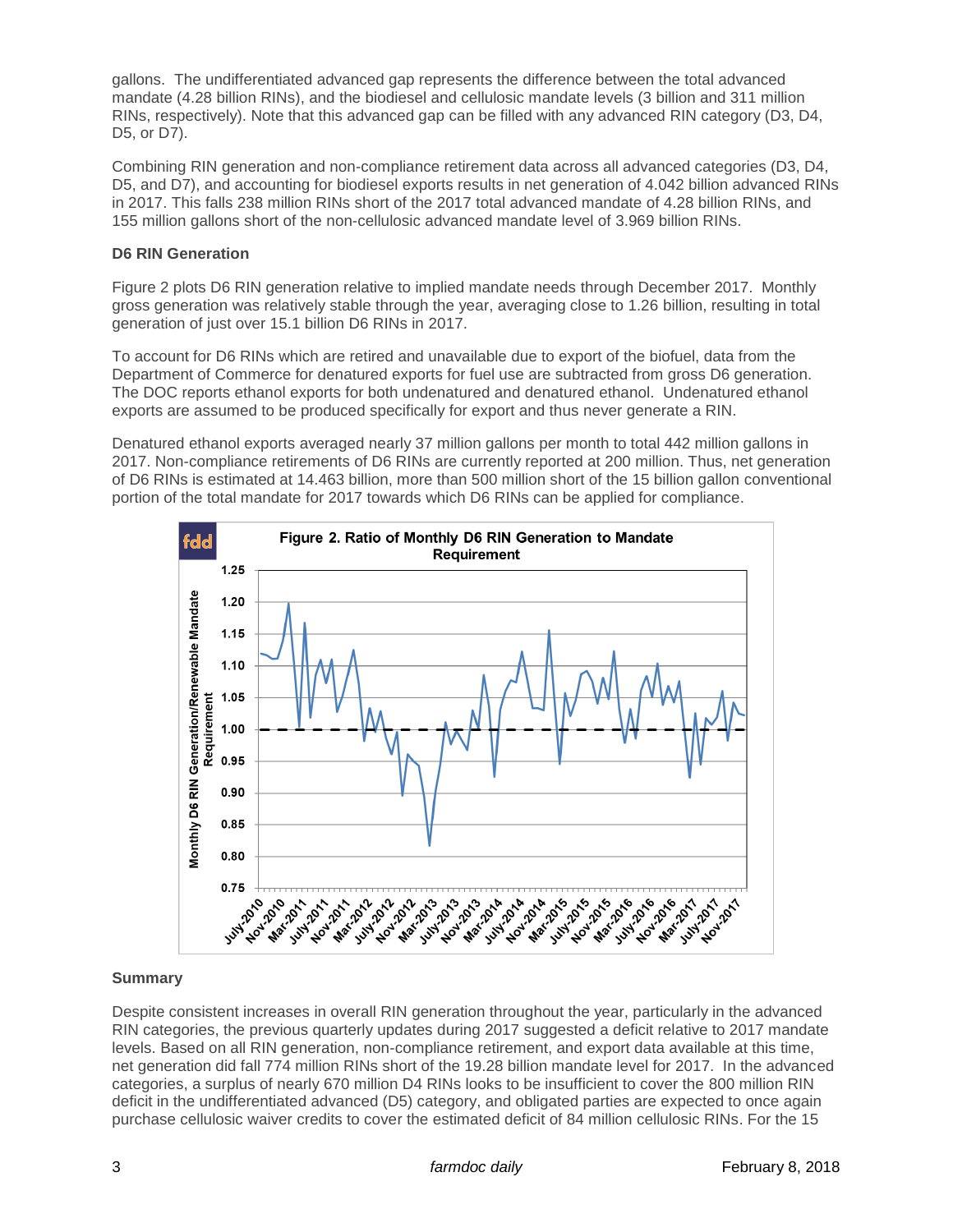gallons. The undifferentiated advanced gap represents the difference between the total advanced mandate (4.28 billion RINs), and the biodiesel and cellulosic mandate levels (3 billion and 311 million RINs, respectively). Note that this advanced gap can be filled with any advanced RIN category (D3, D4, D5, or D7).

Combining RIN generation and non-compliance retirement data across all advanced categories (D3, D4, D5, and D7), and accounting for biodiesel exports results in net generation of 4.042 billion advanced RINs in 2017. This falls 238 million RINs short of the 2017 total advanced mandate of 4.28 billion RINs, and 155 million gallons short of the non-cellulosic advanced mandate level of 3.969 billion RINs.

**D6 RIN Generation**

Figure 2 plots D6 RIN generation relative to implied mandate needs through December 2017. Monthly gross generation was relatively stable through the year, averaging close to 1.26 billion, resulting in total generation of just over 15.1 billion D6 RINs in 2017.

To account for D6 RINs which are retired and unavailable due to export of the biofuel, data from the Department of Commerce for denatured exports for fuel use are subtracted from gross D6 generation. The DOC reports ethanol exports for both undenatured and denatured ethanol. Undenatured ethanol exports are assumed to be produced specifically for export and thus never generate a RIN.

Denatured ethanol exports averaged nearly 37 million gallons per month to total 442 million gallons in 2017. Non-compliance retirements of D6 RINs are currently reported at 200 million. Thus, net generation of D6 RINs is estimated at 14.463 billion, more than 500 million short of the 15 billion gallon conventional portion of the total mandate for 2017 towards which D6 RINs can be applied for compliance.

Figure 2. Ratio of Monthly D6 RIN Generation to Mandate Requirement

**Summary**

Despite consistent increases in overall RIN generation throughout the year, particularly in the advanced RIN categories, the previous quarterly updates during 2017 suggested a deficit relative to 2017 mandate levels. Based on all RIN generation, non-compliance retirement, and export data available at this time, net generation did fall 774 million RINs short of the 19.28 billion mandate level for 2017. In the advanced categories, a surplus of nearly 670 million D4 RINs looks to be insufficient to cover the 800 million RIN deficit in the undifferentiated advanced (D5) category, and obligated parties are expected to once again purchase cellulosic waiver credits to cover the estimated deficit of 84 million cellulosic RINs. For the 15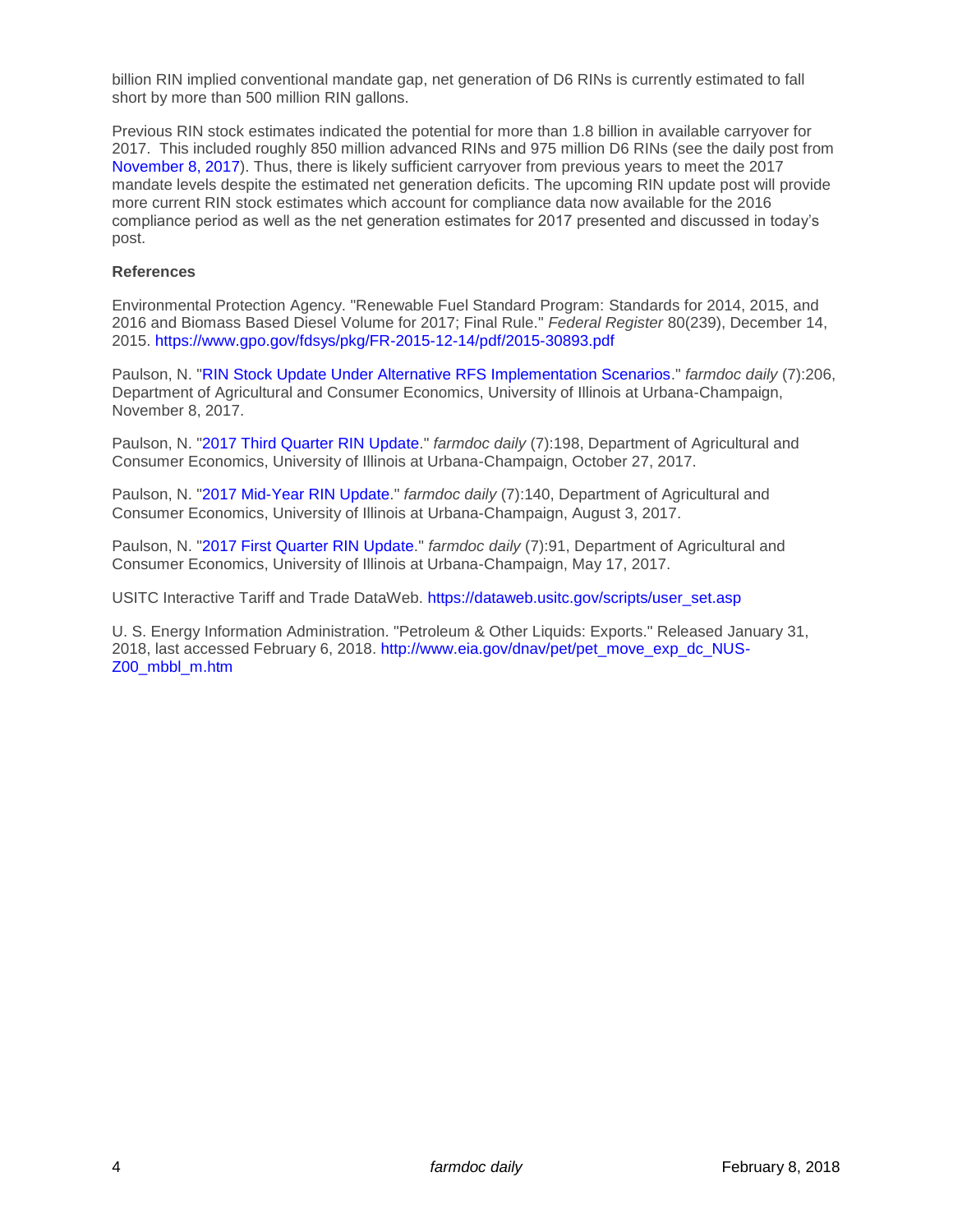billion RIN implied conventional mandate gap, net generation of D6 RINs is currently estimated to fall short by more than 500 million RIN gallons.

Previous RIN stock estimates indicated the potential for more than 1.8 billion in available carryover for 2017. This included roughly 850 million advanced RINs and 975 million D6 RINs (see the daily post from November 8, 2017). Thus, there is likely sufficient carryover from previous years to meet the 2017 mandate levels despite the estimated net generation deficits. The upcoming RIN update post will provide more current RIN stock estimates which account for compliance data now available for the 2016 compliance period as well as the net generation estimates for 2017 presented and discussed in today's post.

**References**

Environmental Protection Agency. "Renewable Fuel Standard Program: Standards for 2014, 2015, and 2016 and Biomass Based Diesel Volume for 2017; Final Rule." *Federal Register* 80(239), December 14, 2015. https://www.gpo.gov/fdsys/pkg/FR-2015-12-14/pdf/2015-30893.pdf

Paulson, N. "RIN Stock Update Under Alternative RFS Implementation Scenarios." *farmdoc daily* (7):206, Department of Agricultural and Consumer Economics, University of Illinois at Urbana-Champaign, November 8, 2017.

Paulson, N. "2017 Third Quarter RIN Update." *farmdoc daily* (7):198, Department of Agricultural and Consumer Economics, University of Illinois at Urbana-Champaign, October 27, 2017.

Paulson, N. "2017 Mid-Year RIN Update." *farmdoc daily* (7):140, Department of Agricultural and Consumer Economics, University of Illinois at Urbana-Champaign, August 3, 2017.

Paulson, N. "2017 First Quarter RIN Update." *farmdoc daily* (7):91, Department of Agricultural and Consumer Economics, University of Illinois at Urbana-Champaign, May 17, 2017.

USITC Interactive Tariff and Trade DataWeb. https://dataweb.usitc.gov/scripts/user_set.asp

U. S. Energy Information Administration. "Petroleum & Other Liquids: Exports." Released January 31, 2018, last accessed February 6, 2018. http://www.eia.gov/dnav/pet/pet_move_exp_dc_NUS-Z00_mbbl_m.htm